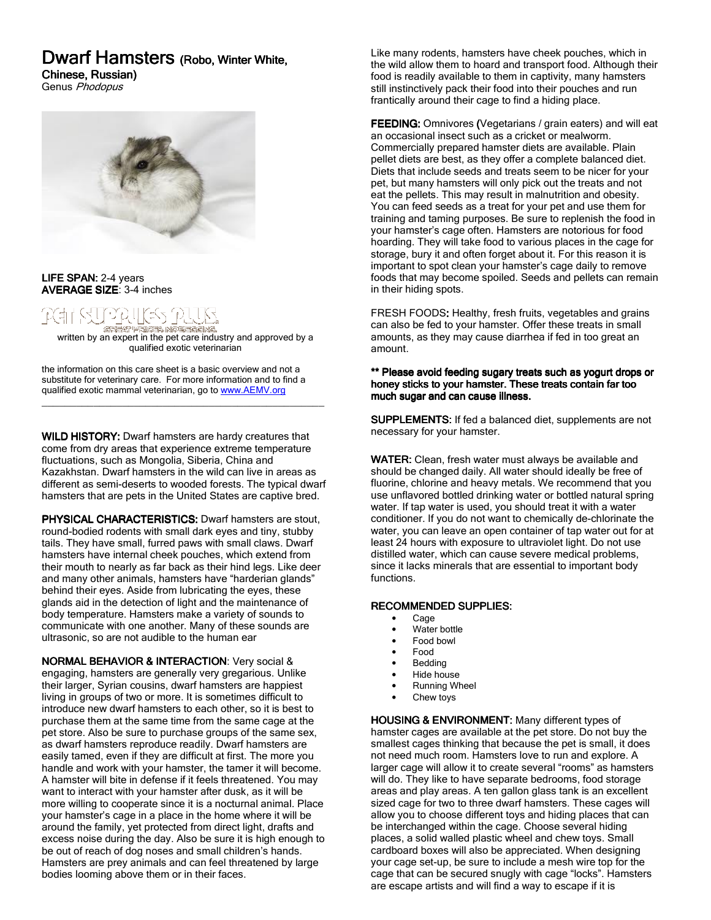# Dwarf Hamsters (Robo, Winter White, Chinese, Russian)

Genus *Phodopus*

**LIFE SPAN:** 2-4 years
**AVERAGE SIZE**: 3-4 inches

PET SUPPLIES PLUS
GREAT PRICES. NO GUESSING.

written by an expert in the pet care industry and approved by a qualified exotic veterinarian

the information on this care sheet is a basic overview and not a substitute for veterinary care. For more information and to find a qualified exotic mammal veterinarian, go to [www.AEMV.org](http://www.AEMV.org)

---

**WILD HISTORY:** Dwarf hamsters are hardy creatures that come from dry areas that experience extreme temperature fluctuations, such as Mongolia, Siberia, China and Kazakhstan. Dwarf hamsters in the wild can live in areas as different as semi-deserts to wooded forests. The typical dwarf hamsters that are pets in the United States are captive bred.

**PHYSICAL CHARACTERISTICS:** Dwarf hamsters are stout, round-bodied rodents with small dark eyes and tiny, stubby tails. They have small, furred paws with small claws. Dwarf hamsters have internal cheek pouches, which extend from their mouth to nearly as far back as their hind legs. Like deer and many other animals, hamsters have "harderian glands" behind their eyes. Aside from lubricating the eyes, these glands aid in the detection of light and the maintenance of body temperature. Hamsters make a variety of sounds to communicate with one another. Many of these sounds are ultrasonic, so are not audible to the human ear

**NORMAL BEHAVIOR & INTERACTION**: Very social & engaging, hamsters are generally very gregarious. Unlike their larger, Syrian cousins, dwarf hamsters are happiest living in groups of two or more. It is sometimes difficult to introduce new dwarf hamsters to each other, so it is best to purchase them at the same time from the same cage at the pet store. Also be sure to purchase groups of the same sex, as dwarf hamsters reproduce readily. Dwarf hamsters are easily tamed, even if they are difficult at first. The more you handle and work with your hamster, the tamer it will become. A hamster will bite in defense if it feels threatened. You may want to interact with your hamster after dusk, as it will be more willing to cooperate since it is a nocturnal animal. Place your hamster's cage in a place in the home where it will be around the family, yet protected from direct light, drafts and excess noise during the day. Also be sure it is high enough to be out of reach of dog noses and small children's hands. Hamsters are prey animals and can feel threatened by large bodies looming above them or in their faces.

Like many rodents, hamsters have cheek pouches, which in the wild allow them to hoard and transport food. Although their food is readily available to them in captivity, many hamsters still instinctively pack their food into their pouches and run frantically around their cage to find a hiding place.

**FEEDING:** Omnivores **(**Vegetarians / grain eaters) and will eat an occasional insect such as a cricket or mealworm. Commercially prepared hamster diets are available. Plain pellet diets are best, as they offer a complete balanced diet. Diets that include seeds and treats seem to be nicer for your pet, but many hamsters will only pick out the treats and not eat the pellets. This may result in malnutrition and obesity. You can feed seeds as a treat for your pet and use them for training and taming purposes. Be sure to replenish the food in your hamster's cage often. Hamsters are notorious for food hoarding. They will take food to various places in the cage for storage, bury it and often forget about it. For this reason it is important to spot clean your hamster's cage daily to remove foods that may become spoiled. Seeds and pellets can remain in their hiding spots.

FRESH FOODS**:** Healthy, fresh fruits, vegetables and grains can also be fed to your hamster. Offer these treats in small amounts, as they may cause diarrhea if fed in too great an amount.

**** Please avoid feeding sugary treats such as yogurt drops or honey sticks to your hamster. These treats contain far too much sugar and can cause illness.**

**SUPPLEMENTS:** If fed a balanced diet, supplements are not necessary for your hamster.

**WATER:** Clean, fresh water must always be available and should be changed daily. All water should ideally be free of fluorine, chlorine and heavy metals. We recommend that you use unflavored bottled drinking water or bottled natural spring water. If tap water is used, you should treat it with a water conditioner. If you do not want to chemically de-chlorinate the water, you can leave an open container of tap water out for at least 24 hours with exposure to ultraviolet light. Do not use distilled water, which can cause severe medical problems, since it lacks minerals that are essential to important body functions.

**RECOMMENDED SUPPLIES:**

- Cage
- Water bottle
- Food bowl
- Food
- Bedding
- Hide house
- Running Wheel
- Chew toys

**HOUSING & ENVIRONMENT:** Many different types of hamster cages are available at the pet store. Do not buy the smallest cages thinking that because the pet is small, it does not need much room. Hamsters love to run and explore. A larger cage will allow it to create several "rooms" as hamsters will do. They like to have separate bedrooms, food storage areas and play areas. A ten gallon glass tank is an excellent sized cage for two to three dwarf hamsters. These cages will allow you to choose different toys and hiding places that can be interchanged within the cage. Choose several hiding places, a solid walled plastic wheel and chew toys. Small cardboard boxes will also be appreciated. When designing your cage set-up, be sure to include a mesh wire top for the cage that can be secured snugly with cage "locks". Hamsters are escape artists and will find a way to escape if it is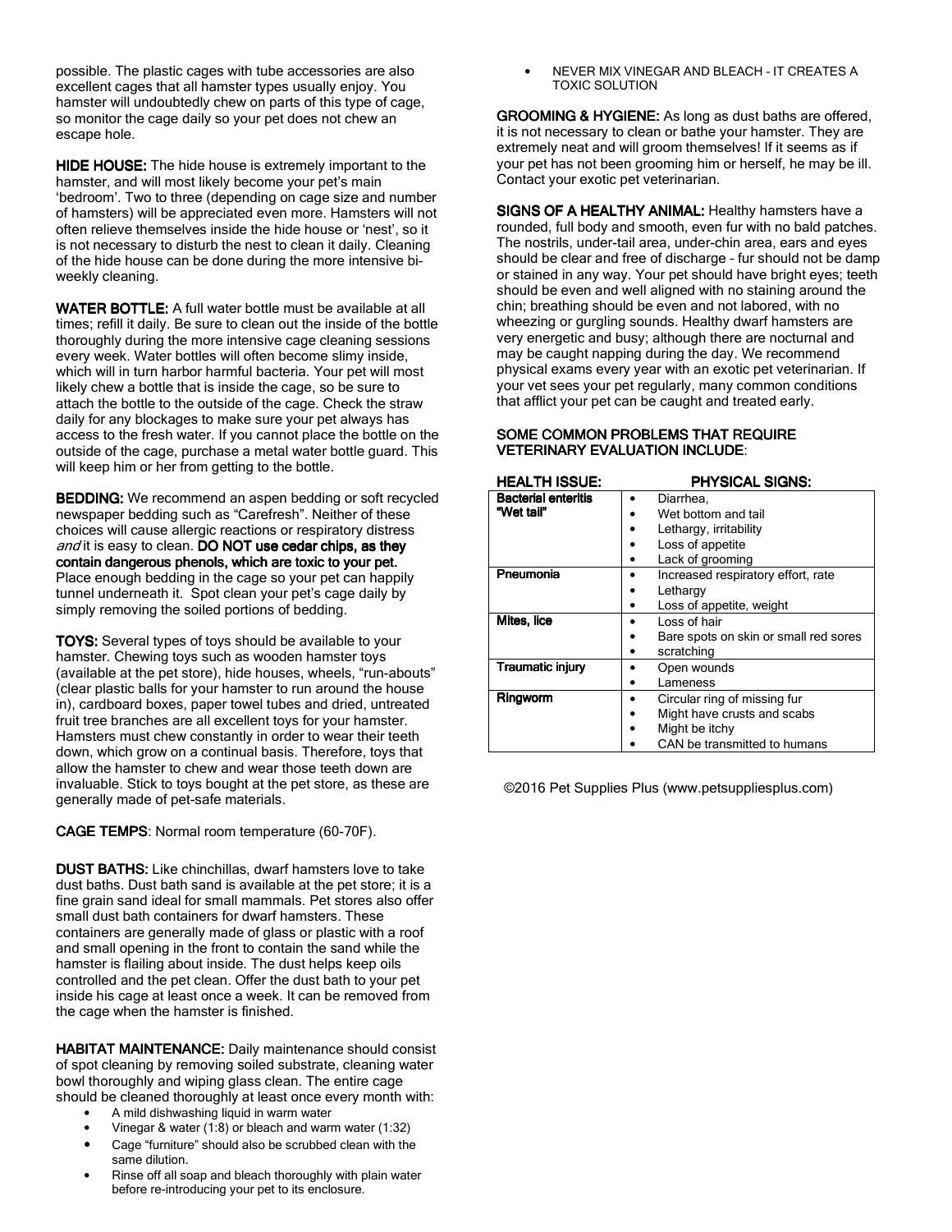possible. The plastic cages with tube accessories are also excellent cages that all hamster types usually enjoy. You hamster will undoubtedly chew on parts of this type of cage, so monitor the cage daily so your pet does not chew an escape hole.

**HIDE HOUSE:** The hide house is extremely important to the hamster, and will most likely become your pet's main 'bedroom'. Two to three (depending on cage size and number of hamsters) will be appreciated even more. Hamsters will not often relieve themselves inside the hide house or 'nest', so it is not necessary to disturb the nest to clean it daily. Cleaning of the hide house can be done during the more intensive bi-weekly cleaning.

**WATER BOTTLE:** A full water bottle must be available at all times; refill it daily. Be sure to clean out the inside of the bottle thoroughly during the more intensive cage cleaning sessions every week. Water bottles will often become slimy inside, which will in turn harbor harmful bacteria. Your pet will most likely chew a bottle that is inside the cage, so be sure to attach the bottle to the outside of the cage. Check the straw daily for any blockages to make sure your pet always has access to the fresh water. If you cannot place the bottle on the outside of the cage, purchase a metal water bottle guard. This will keep him or her from getting to the bottle.

**BEDDING:** We recommend an aspen bedding or soft recycled newspaper bedding such as "Carefresh". Neither of these choices will cause allergic reactions or respiratory distress *and* it is easy to clean. **DO NOT use cedar chips, as they contain dangerous phenols, which are toxic to your pet.** Place enough bedding in the cage so your pet can happily tunnel underneath it. Spot clean your pet's cage daily by simply removing the soiled portions of bedding.

**TOYS:** Several types of toys should be available to your hamster. Chewing toys such as wooden hamster toys (available at the pet store), hide houses, wheels, "run-abouts" (clear plastic balls for your hamster to run around the house in), cardboard boxes, paper towel tubes and dried, untreated fruit tree branches are all excellent toys for your hamster. Hamsters must chew constantly in order to wear their teeth down, which grow on a continual basis. Therefore, toys that allow the hamster to chew and wear those teeth down are invaluable. Stick to toys bought at the pet store, as these are generally made of pet-safe materials.

**CAGE TEMPS**: Normal room temperature (60-70F).

**DUST BATHS:** Like chinchillas, dwarf hamsters love to take dust baths. Dust bath sand is available at the pet store; it is a fine grain sand ideal for small mammals. Pet stores also offer small dust bath containers for dwarf hamsters. These containers are generally made of glass or plastic with a roof and small opening in the front to contain the sand while the hamster is flailing about inside. The dust helps keep oils controlled and the pet clean. Offer the dust bath to your pet inside his cage at least once a week. It can be removed from the cage when the hamster is finished.

**HABITAT MAINTENANCE:** Daily maintenance should consist of spot cleaning by removing soiled substrate, cleaning water bowl thoroughly and wiping glass clean. The entire cage should be cleaned thoroughly at least once every month with:

- A mild dishwashing liquid in warm water
- Vinegar & water (1:8) or bleach and warm water (1:32)
- Cage "furniture" should also be scrubbed clean with the same dilution.
- Rinse off all soap and bleach thoroughly with plain water before re-introducing your pet to its enclosure.
- NEVER MIX VINEGAR AND BLEACH – IT CREATES A TOXIC SOLUTION

**GROOMING & HYGIENE:** As long as dust baths are offered, it is not necessary to clean or bathe your hamster. They are extremely neat and will groom themselves! If it seems as if your pet has not been grooming him or herself, he may be ill. Contact your exotic pet veterinarian.

**SIGNS OF A HEALTHY ANIMAL:** Healthy hamsters have a rounded, full body and smooth, even fur with no bald patches. The nostrils, under-tail area, under-chin area, ears and eyes should be clear and free of discharge – fur should not be damp or stained in any way. Your pet should have bright eyes; teeth should be even and well aligned with no staining around the chin; breathing should be even and not labored, with no wheezing or gurgling sounds. Healthy dwarf hamsters are very energetic and busy; although there are nocturnal and may be caught napping during the day. We recommend physical exams every year with an exotic pet veterinarian. If your vet sees your pet regularly, many common conditions that afflict your pet can be caught and treated early.

**SOME COMMON PROBLEMS THAT REQUIRE VETERINARY EVALUATION INCLUDE**:

| HEALTH ISSUE: | PHYSICAL SIGNS: |
|---|---|
| **Bacterial enteritis "Wet tail"** | • Diarrhea,<br>• Wet bottom and tail<br>• Lethargy, irritability<br>• Loss of appetite<br>• Lack of grooming |
| **Pneumonia** | • Increased respiratory effort, rate<br>• Lethargy<br>• Loss of appetite, weight |
| **Mites, lice** | • Loss of hair<br>• Bare spots on skin or small red sores<br>• scratching |
| **Traumatic injury** | • Open wounds<br>• Lameness |
| **Ringworm** | • Circular ring of missing fur<br>• Might have crusts and scabs<br>• Might be itchy<br>• CAN be transmitted to humans |

©2016 Pet Supplies Plus (www.petsuppliesplus.com)